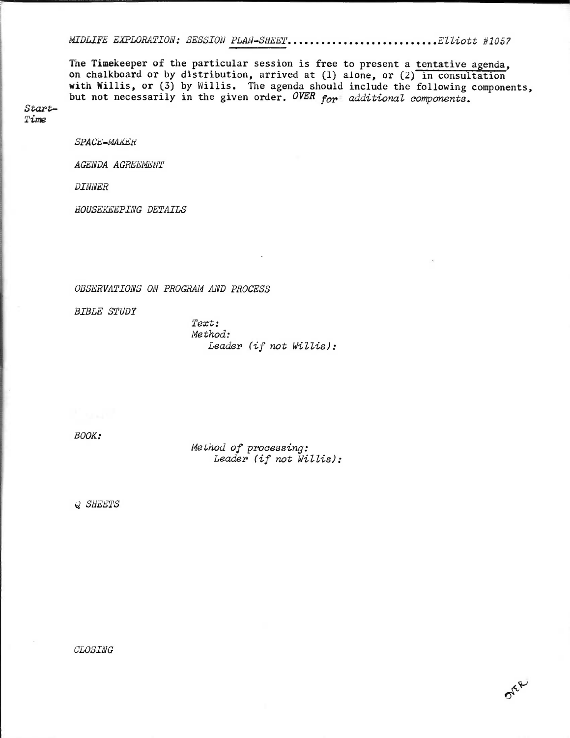*MIDLIFE EXPLORATION: SESSION* <u>*PLAN-SHEET*</u>*...........................Elliott #1057*

The Timekeeper of the particular session is free to present a <u>tentative agenda</u>, on chalkboard or by distribution, arrived at (1) alone, or (2) <u>in consultation</u> with Willis, or (3) by Willis. The agenda should include the following components, but not necessarily in the given order. *OVER for additional components.*

*Start-Time*

*SPACE-MAKER*

*AGENDA AGREEMENT*

*DINNER*

*HOUSEKEEPING DETAILS*

*OBSERVATIONS ON PROGRAM AND PROCESS*

*BIBLE STUDY*

*Text:*
*Method:*
*Leader (if not Willis):*

*BOOK:*

*Method of processing:*
*Leader (if not Willis):*

*Q SHEETS*

*CLOSING*

OVER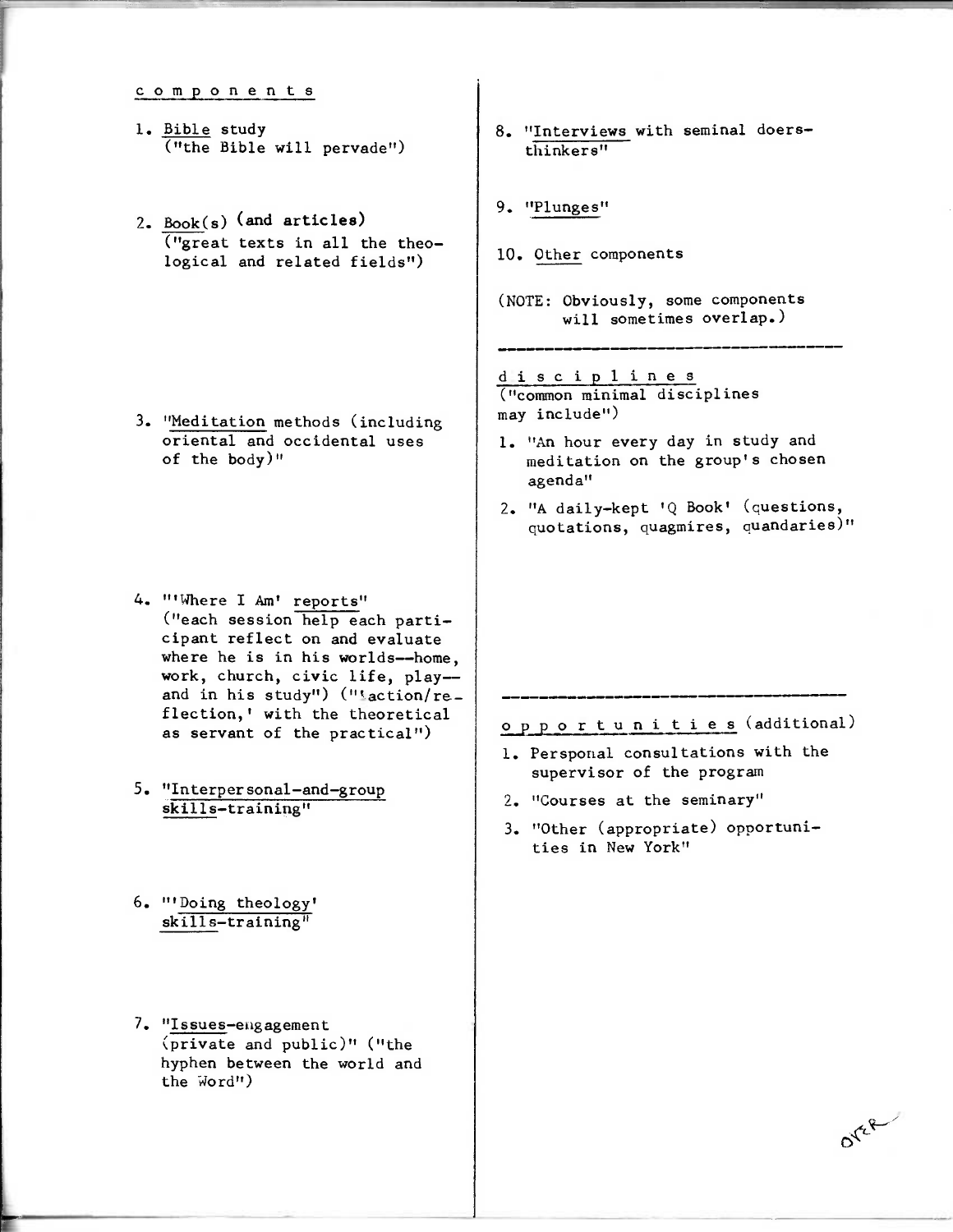## components

1. Bible study
   ("the Bible will pervade")

2. Book(s) (and articles)
   ("great texts in all the theological and related fields")

3. "Meditation methods (including oriental and occidental uses of the body)"

4. "'Where I Am' reports"
   ("each session help each participant reflect on and evaluate where he is in his worlds--home, work, church, civic life, play--and in his study") ("'action/reflection,' with the theoretical as servant of the practical")

5. "Interpersonal-and-group skills-training"

6. "'Doing theology' skills-training"

7. "Issues-engagement (private and public)" ("the hyphen between the world and the Word")

8. "Interviews with seminal doers-thinkers"

9. "Plunges"

10. Other components

(NOTE: Obviously, some components will sometimes overlap.)

---

## disciplines

("common minimal disciplines may include")

1. "An hour every day in study and meditation on the group's chosen agenda"
2. "A daily-kept 'Q Book' (questions, quotations, quagmires, quandaries)"

---

## opportunities (additional)

1. Persponal consultations with the supervisor of the program
2. "Courses at the seminary"
3. "Other (appropriate) opportunities in New York"

OVER